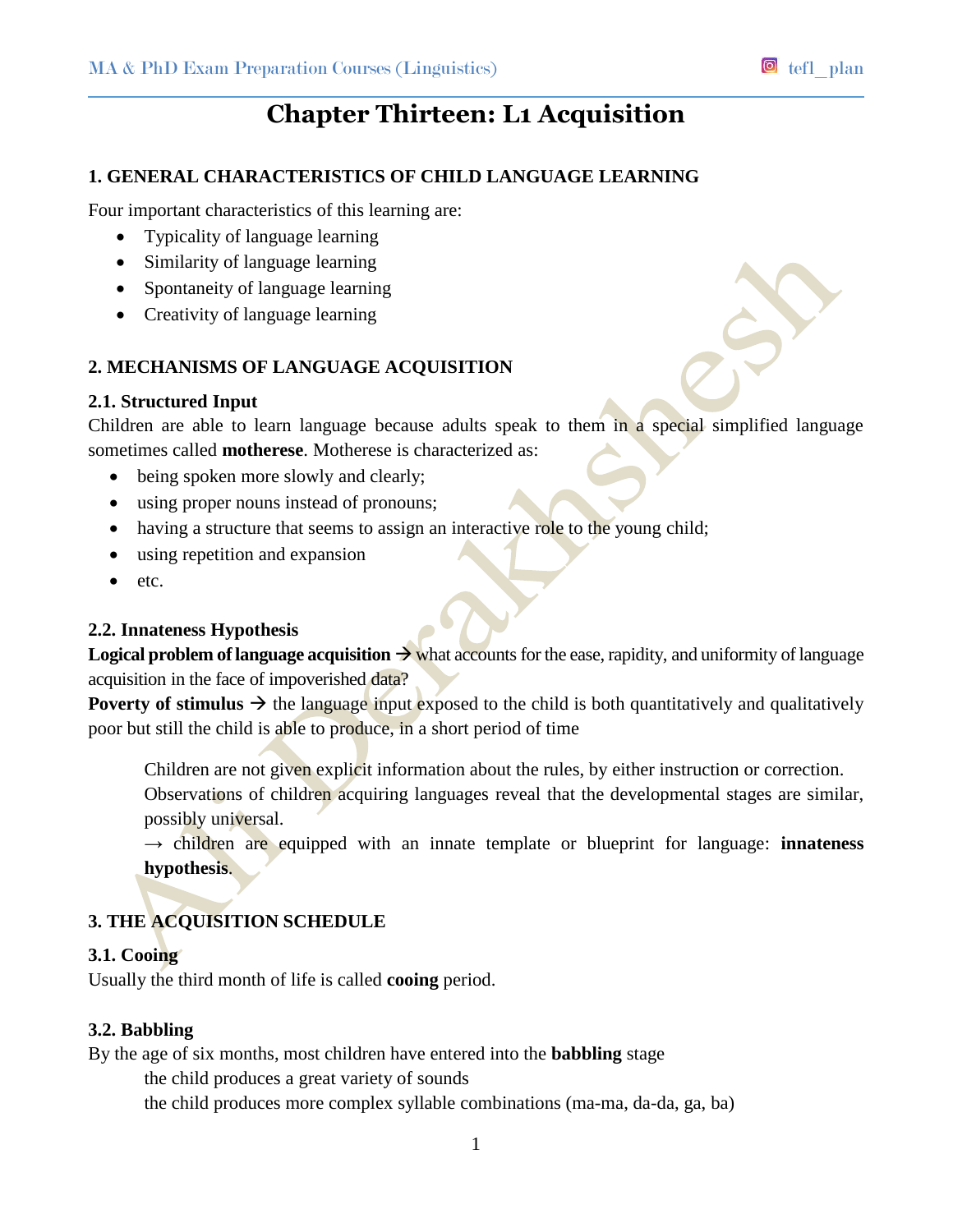# Chapter Thirteen: L1 Acquisition

## 1. GENERAL CHARACTERISTICS OF CHILD LANGUAGE LEARNING

Four important characteristics of this learning are:

- Typicality of language learning
- Similarity of language learning
- Spontaneity of language learning
- Creativity of language learning

## 2. MECHANISMS OF LANGUAGE ACQUISITION

### 2.1. Structured Input

Children are able to learn language because adults speak to them in a special simplified language sometimes called **motherese**. Motherese is characterized as:

- being spoken more slowly and clearly;
- using proper nouns instead of pronouns;
- having a structure that seems to assign an interactive role to the young child;
- using repetition and expansion
- etc.

### 2.2. Innateness Hypothesis

**Logical problem of language acquisition** → what accounts for the ease, rapidity, and uniformity of language acquisition in the face of impoverished data?

**Poverty of stimulus** → the language input exposed to the child is both quantitatively and qualitatively poor but still the child is able to produce, in a short period of time

Children are not given explicit information about the rules, by either instruction or correction.
Observations of children acquiring languages reveal that the developmental stages are similar, possibly universal.
→ children are equipped with an innate template or blueprint for language: **innateness hypothesis**.

## 3. THE ACQUISITION SCHEDULE

### 3.1. Cooing

Usually the third month of life is called **cooing** period.

### 3.2. Babbling

By the age of six months, most children have entered into the **babbling** stage

the child produces a great variety of sounds
the child produces more complex syllable combinations (ma-ma, da-da, ga, ba)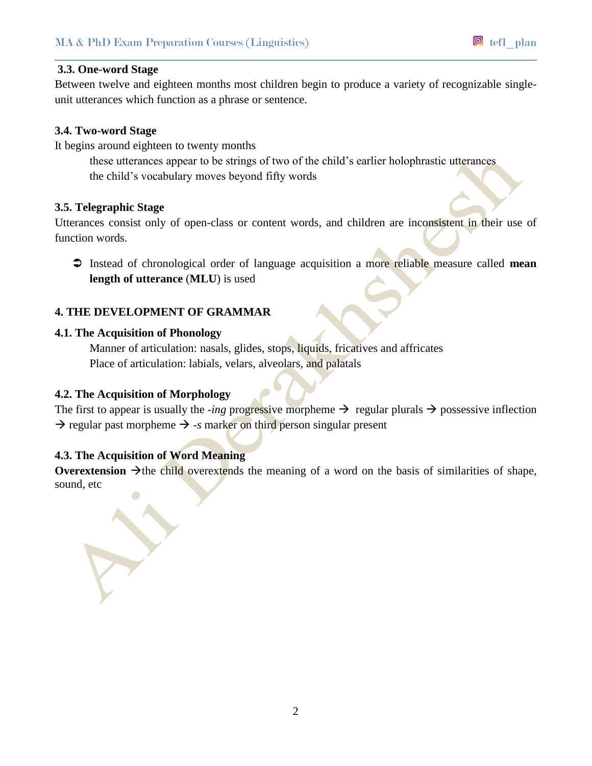### 3.3. One-word Stage

Between twelve and eighteen months most children begin to produce a variety of recognizable single-unit utterances which function as a phrase or sentence.

### 3.4. Two-word Stage

It begins around eighteen to twenty months

these utterances appear to be strings of two of the child's earlier holophrastic utterances

the child's vocabulary moves beyond fifty words

### 3.5. Telegraphic Stage

Utterances consist only of open-class or content words, and children are inconsistent in their use of function words.

- ➲ Instead of chronological order of language acquisition a more reliable measure called **mean length of utterance** (**MLU**) is used

## 4. THE DEVELOPMENT OF GRAMMAR

### 4.1. The Acquisition of Phonology

Manner of articulation: nasals, glides, stops, liquids, fricatives and affricates

Place of articulation: labials, velars, alveolars, and palatals

### 4.2. The Acquisition of Morphology

The first to appear is usually the *-ing* progressive morpheme → regular plurals → possessive inflection → regular past morpheme → *-s* marker on third person singular present

### 4.3. The Acquisition of Word Meaning

**Overextension** →the child overextends the meaning of a word on the basis of similarities of shape, sound, etc